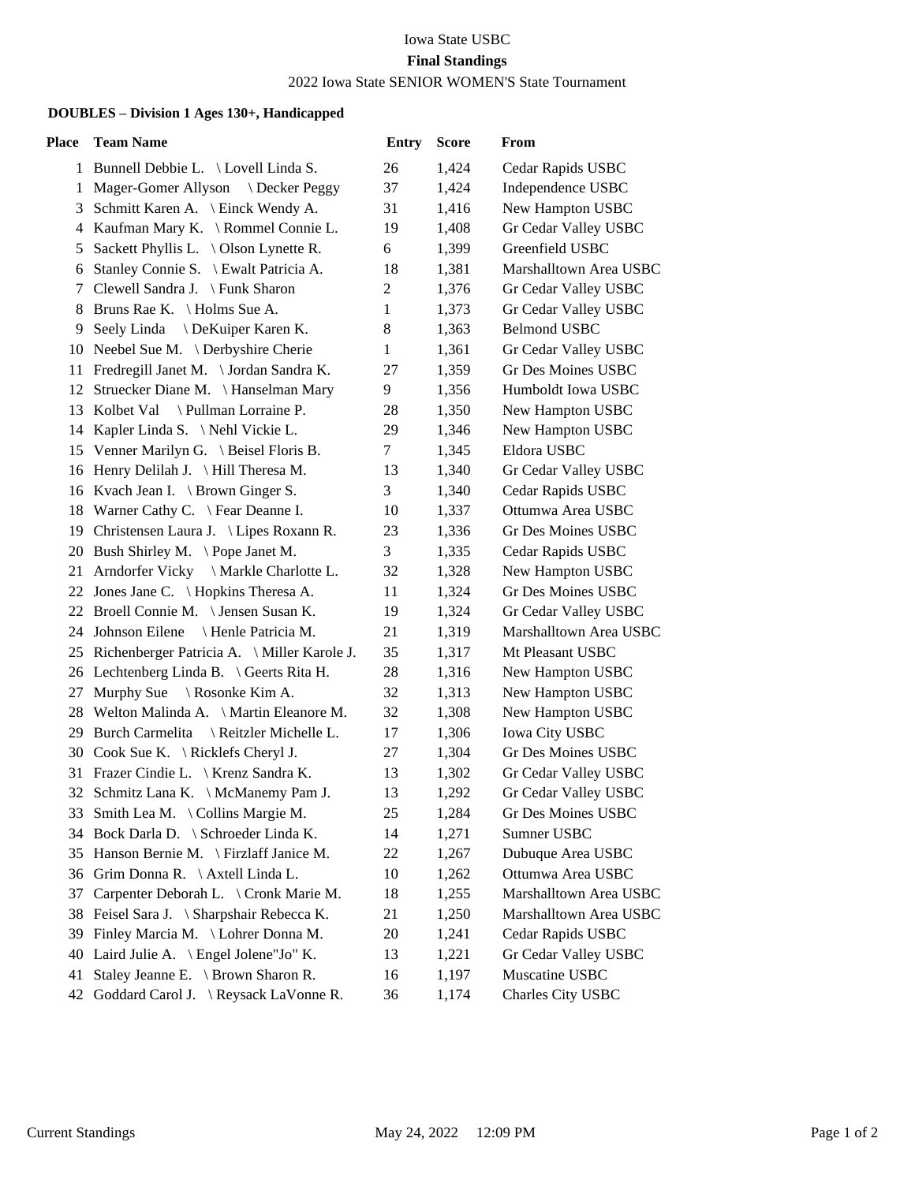Iowa State USBC

**Final Standings**

2022 Iowa State SENIOR WOMEN'S State Tournament

**DOUBLES – Division 1 Ages 130+, Handicapped**

| Place | Team Name | Entry | Score | From |
|---|---|---|---|---|
| 1 | Bunnell Debbie L. \ Lovell Linda S. | 26 | 1,424 | Cedar Rapids USBC |
| 1 | Mager-Gomer Allyson \ Decker Peggy | 37 | 1,424 | Independence USBC |
| 3 | Schmitt Karen A. \ Einck Wendy A. | 31 | 1,416 | New Hampton USBC |
| 4 | Kaufman Mary K. \ Rommel Connie L. | 19 | 1,408 | Gr Cedar Valley USBC |
| 5 | Sackett Phyllis L. \ Olson Lynette R. | 6 | 1,399 | Greenfield USBC |
| 6 | Stanley Connie S. \ Ewalt Patricia A. | 18 | 1,381 | Marshalltown Area USBC |
| 7 | Clewell Sandra J. \ Funk Sharon | 2 | 1,376 | Gr Cedar Valley USBC |
| 8 | Bruns Rae K. \ Holms Sue A. | 1 | 1,373 | Gr Cedar Valley USBC |
| 9 | Seely Linda \ DeKuiper Karen K. | 8 | 1,363 | Belmond USBC |
| 10 | Neebel Sue M. \ Derbyshire Cherie | 1 | 1,361 | Gr Cedar Valley USBC |
| 11 | Fredregill Janet M. \ Jordan Sandra K. | 27 | 1,359 | Gr Des Moines USBC |
| 12 | Struecker Diane M. \ Hanselman Mary | 9 | 1,356 | Humboldt Iowa USBC |
| 13 | Kolbet Val \ Pullman Lorraine P. | 28 | 1,350 | New Hampton USBC |
| 14 | Kapler Linda S. \ Nehl Vickie L. | 29 | 1,346 | New Hampton USBC |
| 15 | Venner Marilyn G. \ Beisel Floris B. | 7 | 1,345 | Eldora USBC |
| 16 | Henry Delilah J. \ Hill Theresa M. | 13 | 1,340 | Gr Cedar Valley USBC |
| 16 | Kvach Jean I. \ Brown Ginger S. | 3 | 1,340 | Cedar Rapids USBC |
| 18 | Warner Cathy C. \ Fear Deanne I. | 10 | 1,337 | Ottumwa Area USBC |
| 19 | Christensen Laura J. \ Lipes Roxann R. | 23 | 1,336 | Gr Des Moines USBC |
| 20 | Bush Shirley M. \ Pope Janet M. | 3 | 1,335 | Cedar Rapids USBC |
| 21 | Arndorfer Vicky \ Markle Charlotte L. | 32 | 1,328 | New Hampton USBC |
| 22 | Jones Jane C. \ Hopkins Theresa A. | 11 | 1,324 | Gr Des Moines USBC |
| 22 | Broell Connie M. \ Jensen Susan K. | 19 | 1,324 | Gr Cedar Valley USBC |
| 24 | Johnson Eilene \ Henle Patricia M. | 21 | 1,319 | Marshalltown Area USBC |
| 25 | Richenberger Patricia A. \ Miller Karole J. | 35 | 1,317 | Mt Pleasant USBC |
| 26 | Lechtenberg Linda B. \ Geerts Rita H. | 28 | 1,316 | New Hampton USBC |
| 27 | Murphy Sue \ Rosonke Kim A. | 32 | 1,313 | New Hampton USBC |
| 28 | Welton Malinda A. \ Martin Eleanore M. | 32 | 1,308 | New Hampton USBC |
| 29 | Burch Carmelita \ Reitzler Michelle L. | 17 | 1,306 | Iowa City USBC |
| 30 | Cook Sue K. \ Ricklefs Cheryl J. | 27 | 1,304 | Gr Des Moines USBC |
| 31 | Frazer Cindie L. \ Krenz Sandra K. | 13 | 1,302 | Gr Cedar Valley USBC |
| 32 | Schmitz Lana K. \ McManemy Pam J. | 13 | 1,292 | Gr Cedar Valley USBC |
| 33 | Smith Lea M. \ Collins Margie M. | 25 | 1,284 | Gr Des Moines USBC |
| 34 | Bock Darla D. \ Schroeder Linda K. | 14 | 1,271 | Sumner USBC |
| 35 | Hanson Bernie M. \ Firzlaff Janice M. | 22 | 1,267 | Dubuque Area USBC |
| 36 | Grim Donna R. \ Axtell Linda L. | 10 | 1,262 | Ottumwa Area USBC |
| 37 | Carpenter Deborah L. \ Cronk Marie M. | 18 | 1,255 | Marshalltown Area USBC |
| 38 | Feisel Sara J. \ Sharpshair Rebecca K. | 21 | 1,250 | Marshalltown Area USBC |
| 39 | Finley Marcia M. \ Lohrer Donna M. | 20 | 1,241 | Cedar Rapids USBC |
| 40 | Laird Julie A. \ Engel Jolene"Jo" K. | 13 | 1,221 | Gr Cedar Valley USBC |
| 41 | Staley Jeanne E. \ Brown Sharon R. | 16 | 1,197 | Muscatine USBC |
| 42 | Goddard Carol J. \ Reysack LaVonne R. | 36 | 1,174 | Charles City USBC |

Current Standings May 24, 2022 12:09 PM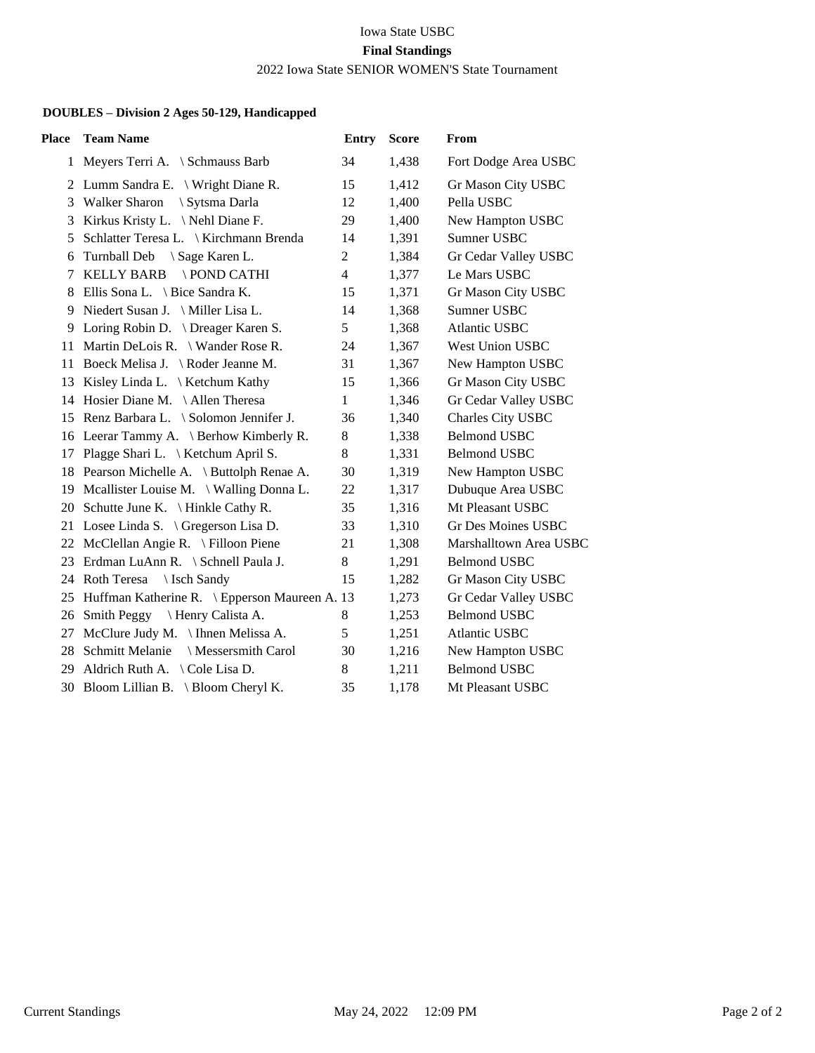Iowa State USBC

**Final Standings**

2022 Iowa State SENIOR WOMEN'S State Tournament

**DOUBLES – Division 2 Ages 50-129, Handicapped**

| Place | Team Name | Entry | Score | From |
|---|---|---|---|---|
| 1 | Meyers Terri A. \ Schmauss Barb | 34 | 1,438 | Fort Dodge Area USBC |
| 2 | Lumm Sandra E. \ Wright Diane R. | 15 | 1,412 | Gr Mason City USBC |
| 3 | Walker Sharon \ Sytsma Darla | 12 | 1,400 | Pella USBC |
| 3 | Kirkus Kristy L. \ Nehl Diane F. | 29 | 1,400 | New Hampton USBC |
| 5 | Schlatter Teresa L. \ Kirchmann Brenda | 14 | 1,391 | Sumner USBC |
| 6 | Turnball Deb \ Sage Karen L. | 2 | 1,384 | Gr Cedar Valley USBC |
| 7 | KELLY BARB \ POND CATHI | 4 | 1,377 | Le Mars USBC |
| 8 | Ellis Sona L. \ Bice Sandra K. | 15 | 1,371 | Gr Mason City USBC |
| 9 | Niedert Susan J. \ Miller Lisa L. | 14 | 1,368 | Sumner USBC |
| 9 | Loring Robin D. \ Dreager Karen S. | 5 | 1,368 | Atlantic USBC |
| 11 | Martin DeLois R. \ Wander Rose R. | 24 | 1,367 | West Union USBC |
| 11 | Boeck Melisa J. \ Roder Jeanne M. | 31 | 1,367 | New Hampton USBC |
| 13 | Kisley Linda L. \ Ketchum Kathy | 15 | 1,366 | Gr Mason City USBC |
| 14 | Hosier Diane M. \ Allen Theresa | 1 | 1,346 | Gr Cedar Valley USBC |
| 15 | Renz Barbara L. \ Solomon Jennifer J. | 36 | 1,340 | Charles City USBC |
| 16 | Leerar Tammy A. \ Berhow Kimberly R. | 8 | 1,338 | Belmond USBC |
| 17 | Plagge Shari L. \ Ketchum April S. | 8 | 1,331 | Belmond USBC |
| 18 | Pearson Michelle A. \ Buttolph Renae A. | 30 | 1,319 | New Hampton USBC |
| 19 | Mcallister Louise M. \ Walling Donna L. | 22 | 1,317 | Dubuque Area USBC |
| 20 | Schutte June K. \ Hinkle Cathy R. | 35 | 1,316 | Mt Pleasant USBC |
| 21 | Losee Linda S. \ Gregerson Lisa D. | 33 | 1,310 | Gr Des Moines USBC |
| 22 | McClellan Angie R. \ Filloon Piene | 21 | 1,308 | Marshalltown Area USBC |
| 23 | Erdman LuAnn R. \ Schnell Paula J. | 8 | 1,291 | Belmond USBC |
| 24 | Roth Teresa \ Isch Sandy | 15 | 1,282 | Gr Mason City USBC |
| 25 | Huffman Katherine R. \ Epperson Maureen A. | 13 | 1,273 | Gr Cedar Valley USBC |
| 26 | Smith Peggy \ Henry Calista A. | 8 | 1,253 | Belmond USBC |
| 27 | McClure Judy M. \ Ihnen Melissa A. | 5 | 1,251 | Atlantic USBC |
| 28 | Schmitt Melanie \ Messersmith Carol | 30 | 1,216 | New Hampton USBC |
| 29 | Aldrich Ruth A. \ Cole Lisa D. | 8 | 1,211 | Belmond USBC |
| 30 | Bloom Lillian B. \ Bloom Cheryl K. | 35 | 1,178 | Mt Pleasant USBC |

Current Standings May 24, 2022 12:09 PM